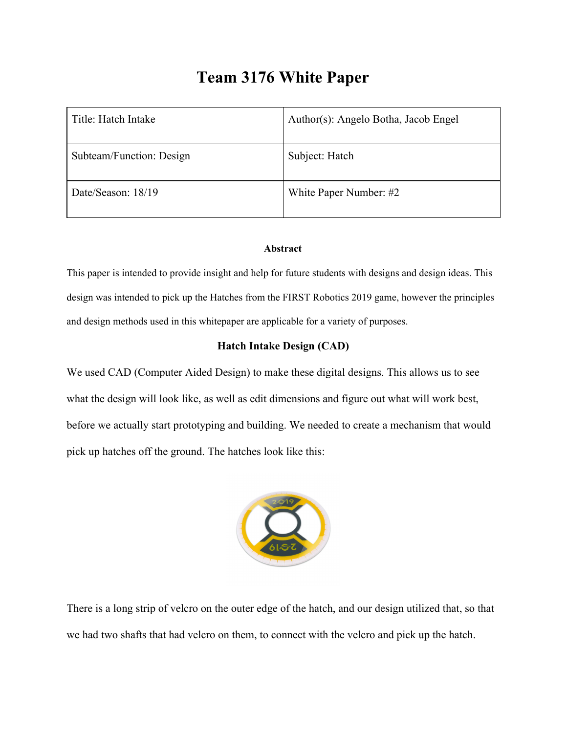# Team 3176 White Paper

| Title: Hatch Intake | Author(s): Angelo Botha, Jacob Engel |
|---|---|
| Subteam/Function: Design | Subject: Hatch |
| Date/Season: 18/19 | White Paper Number: #2 |

**Abstract**

This paper is intended to provide insight and help for future students with designs and design ideas. This design was intended to pick up the Hatches from the FIRST Robotics 2019 game, however the principles and design methods used in this whitepaper are applicable for a variety of purposes.

**Hatch Intake Design (CAD)**

We used CAD (Computer Aided Design) to make these digital designs. This allows us to see what the design will look like, as well as edit dimensions and figure out what will work best, before we actually start prototyping and building. We needed to create a mechanism that would pick up hatches off the ground. The hatches look like this:

There is a long strip of velcro on the outer edge of the hatch, and our design utilized that, so that we had two shafts that had velcro on them, to connect with the velcro and pick up the hatch.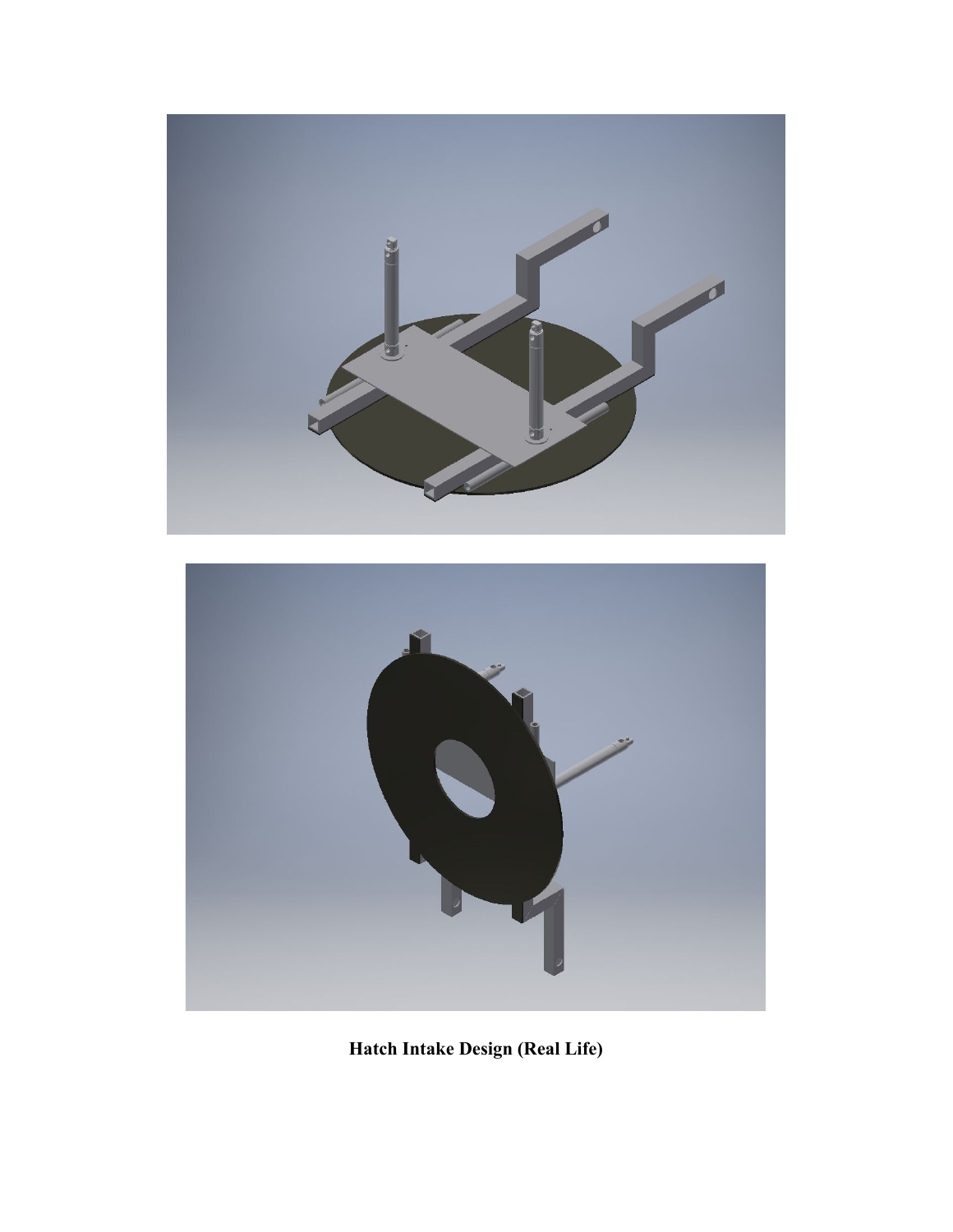**Hatch Intake Design (Real Life)**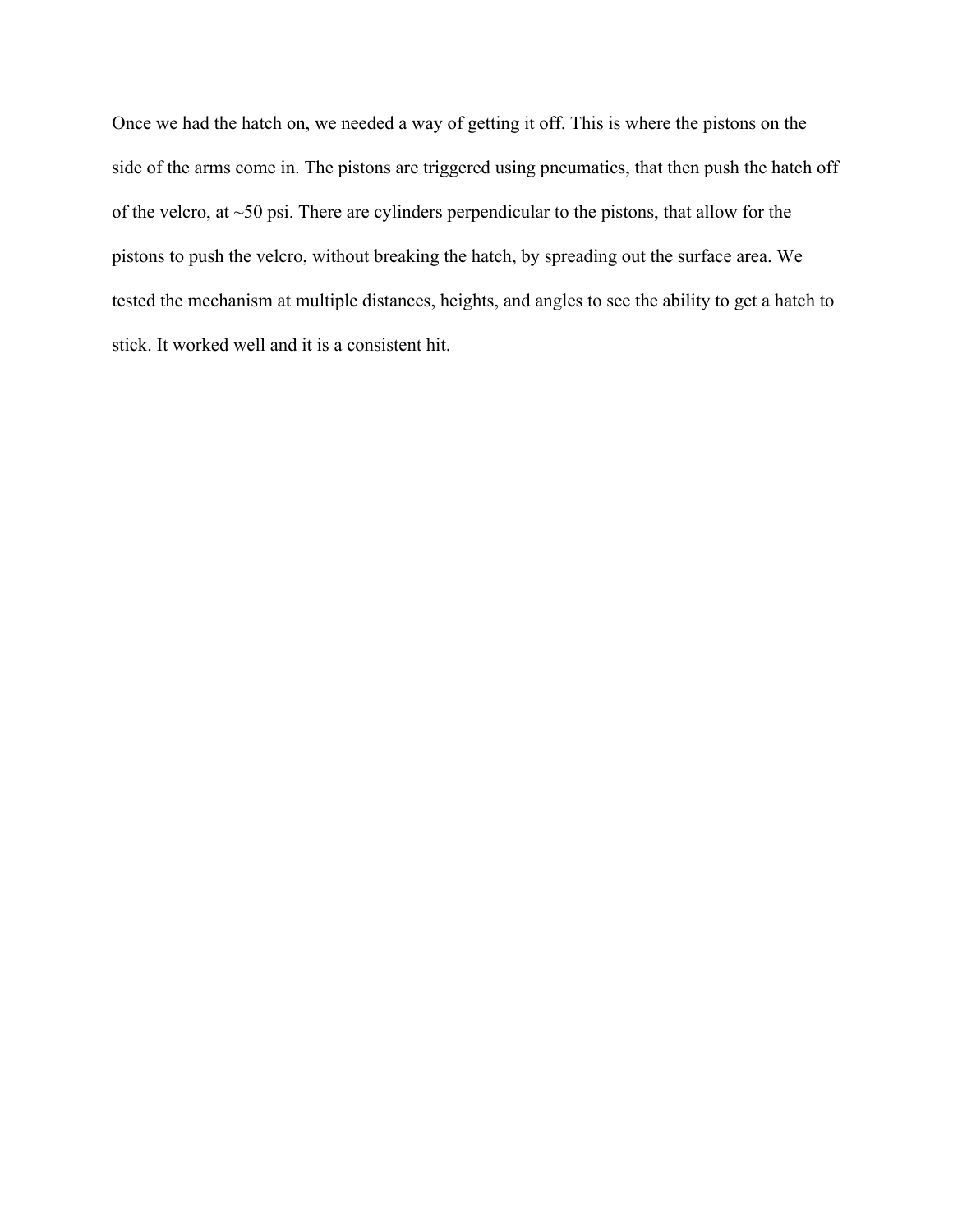Once we had the hatch on, we needed a way of getting it off. This is where the pistons on the side of the arms come in. The pistons are triggered using pneumatics, that then push the hatch off of the velcro, at ~50 psi. There are cylinders perpendicular to the pistons, that allow for the pistons to push the velcro, without breaking the hatch, by spreading out the surface area. We tested the mechanism at multiple distances, heights, and angles to see the ability to get a hatch to stick. It worked well and it is a consistent hit.